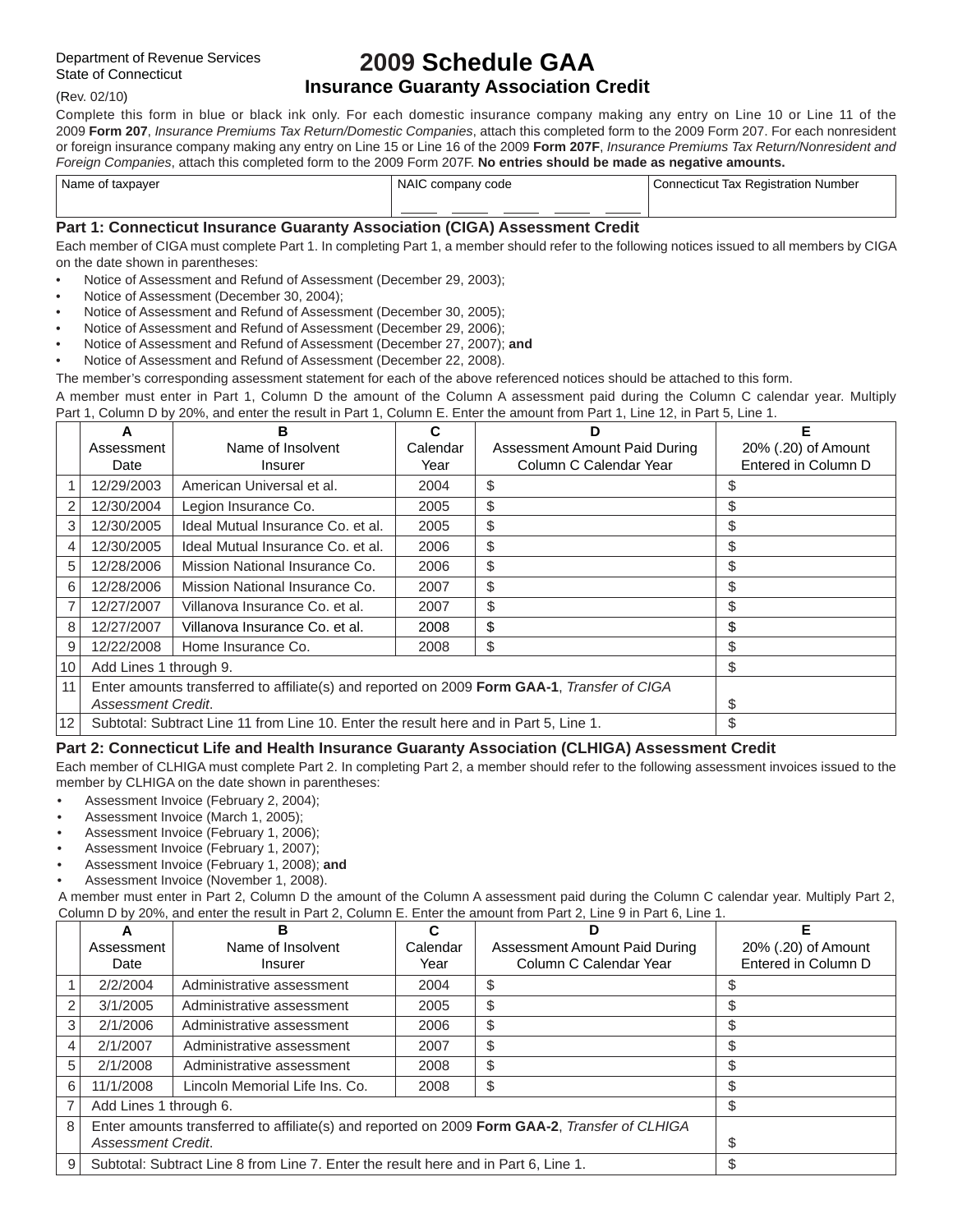Department of Revenue Services
State of Connecticut
(Rev. 02/10)

# 2009 Schedule GAA
## Insurance Guaranty Association Credit

Complete this form in blue or black ink only. For each domestic insurance company making any entry on Line 10 or Line 11 of the 2009 **Form 207**, *Insurance Premiums Tax Return/Domestic Companies*, attach this completed form to the 2009 Form 207. For each nonresident or foreign insurance company making any entry on Line 15 or Line 16 of the 2009 **Form 207F**, *Insurance Premiums Tax Return/Nonresident and Foreign Companies*, attach this completed form to the 2009 Form 207F. **No entries should be made as negative amounts.**

| Name of taxpayer | NAIC company code | Connecticut Tax Registration Number |
|---|---|---|
| | | |

### Part 1: Connecticut Insurance Guaranty Association (CIGA) Assessment Credit

Each member of CIGA must complete Part 1. In completing Part 1, a member should refer to the following notices issued to all members by CIGA on the date shown in parentheses:

- Notice of Assessment and Refund of Assessment (December 29, 2003);
- Notice of Assessment (December 30, 2004);
- Notice of Assessment and Refund of Assessment (December 30, 2005);
- Notice of Assessment and Refund of Assessment (December 29, 2006);
- Notice of Assessment and Refund of Assessment (December 27, 2007); **and**
- Notice of Assessment and Refund of Assessment (December 22, 2008).

The member's corresponding assessment statement for each of the above referenced notices should be attached to this form.

A member must enter in Part 1, Column D the amount of the Column A assessment paid during the Column C calendar year. Multiply Part 1, Column D by 20%, and enter the result in Part 1, Column E. Enter the amount from Part 1, Line 12, in Part 5, Line 1.

| | A Assessment Date | B Name of Insolvent Insurer | C Calendar Year | D Assessment Amount Paid During Column C Calendar Year | E 20% (.20) of Amount Entered in Column D |
|---|---|---|---|---|---|
| 1 | 12/29/2003 | American Universal et al. | 2004 | $ | $ |
| 2 | 12/30/2004 | Legion Insurance Co. | 2005 | $ | $ |
| 3 | 12/30/2005 | Ideal Mutual Insurance Co. et al. | 2005 | $ | $ |
| 4 | 12/30/2005 | Ideal Mutual Insurance Co. et al. | 2006 | $ | $ |
| 5 | 12/28/2006 | Mission National Insurance Co. | 2006 | $ | $ |
| 6 | 12/28/2006 | Mission National Insurance Co. | 2007 | $ | $ |
| 7 | 12/27/2007 | Villanova Insurance Co. et al. | 2007 | $ | $ |
| 8 | 12/27/2007 | Villanova Insurance Co. et al. | 2008 | $ | $ |
| 9 | 12/22/2008 | Home Insurance Co. | 2008 | $ | $ |
| 10 | Add Lines 1 through 9. | | | | $ |
| 11 | Enter amounts transferred to affiliate(s) and reported on 2009 **Form GAA-1**, *Transfer of CIGA Assessment Credit*. | | | | $ |
| 12 | Subtotal: Subtract Line 11 from Line 10. Enter the result here and in Part 5, Line 1. | | | | $ |

### Part 2: Connecticut Life and Health Insurance Guaranty Association (CLHIGA) Assessment Credit

Each member of CLHIGA must complete Part 2. In completing Part 2, a member should refer to the following assessment invoices issued to the member by CLHIGA on the date shown in parentheses:

- Assessment Invoice (February 2, 2004);
- Assessment Invoice (March 1, 2005);
- Assessment Invoice (February 1, 2006);
- Assessment Invoice (February 1, 2007);
- Assessment Invoice (February 1, 2008); **and**
- Assessment Invoice (November 1, 2008).

A member must enter in Part 2, Column D the amount of the Column A assessment paid during the Column C calendar year. Multiply Part 2, Column D by 20%, and enter the result in Part 2, Column E. Enter the amount from Part 2, Line 9 in Part 6, Line 1.

| | A Assessment Date | B Name of Insolvent Insurer | C Calendar Year | D Assessment Amount Paid During Column C Calendar Year | E 20% (.20) of Amount Entered in Column D |
|---|---|---|---|---|---|
| 1 | 2/2/2004 | Administrative assessment | 2004 | $ | $ |
| 2 | 3/1/2005 | Administrative assessment | 2005 | $ | $ |
| 3 | 2/1/2006 | Administrative assessment | 2006 | $ | $ |
| 4 | 2/1/2007 | Administrative assessment | 2007 | $ | $ |
| 5 | 2/1/2008 | Administrative assessment | 2008 | $ | $ |
| 6 | 11/1/2008 | Lincoln Memorial Life Ins. Co. | 2008 | $ | $ |
| 7 | Add Lines 1 through 6. | | | | $ |
| 8 | Enter amounts transferred to affiliate(s) and reported on 2009 **Form GAA-2**, *Transfer of CLHIGA Assessment Credit*. | | | | $ |
| 9 | Subtotal: Subtract Line 8 from Line 7. Enter the result here and in Part 6, Line 1. | | | | $ |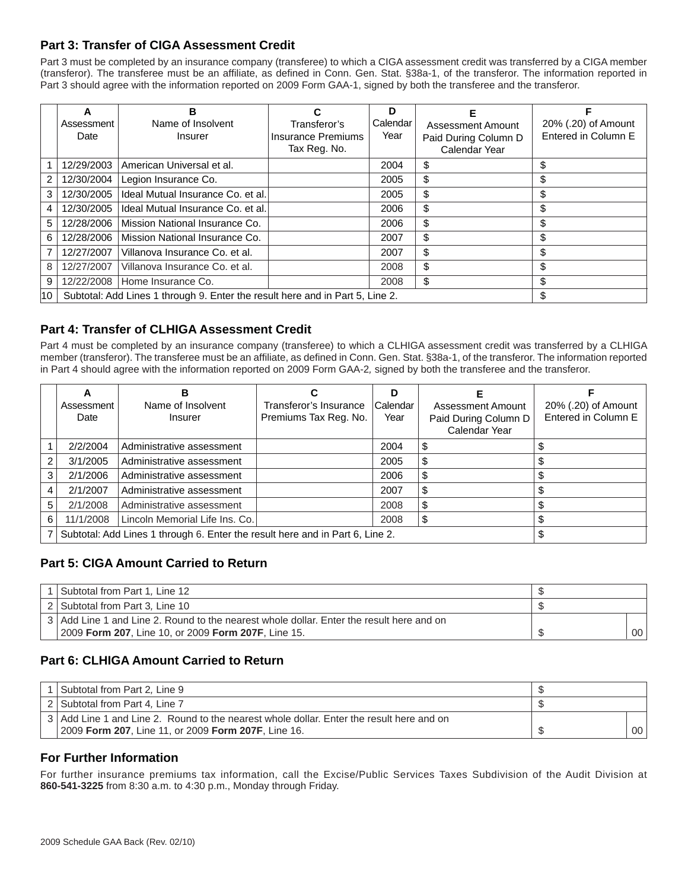## Part 3: Transfer of CIGA Assessment Credit

Part 3 must be completed by an insurance company (transferee) to which a CIGA assessment credit was transferred by a CIGA member (transferor). The transferee must be an affiliate, as defined in Conn. Gen. Stat. §38a-1, of the transferor. The information reported in Part 3 should agree with the information reported on 2009 Form GAA-1, signed by both the transferee and the transferor.

| | A<br>Assessment Date | B<br>Name of Insolvent Insurer | C<br>Transferor's Insurance Premiums Tax Reg. No. | D<br>Calendar Year | E<br>Assessment Amount Paid During Column D Calendar Year | F<br>20% (.20) of Amount Entered in Column E |
|---|---|---|---|---|---|---|
| 1 | 12/29/2003 | American Universal et al. | | 2004 | $ | $ |
| 2 | 12/30/2004 | Legion Insurance Co. | | 2005 | $ | $ |
| 3 | 12/30/2005 | Ideal Mutual Insurance Co. et al. | | 2005 | $ | $ |
| 4 | 12/30/2005 | Ideal Mutual Insurance Co. et al. | | 2006 | $ | $ |
| 5 | 12/28/2006 | Mission National Insurance Co. | | 2006 | $ | $ |
| 6 | 12/28/2006 | Mission National Insurance Co. | | 2007 | $ | $ |
| 7 | 12/27/2007 | Villanova Insurance Co. et al. | | 2007 | $ | $ |
| 8 | 12/27/2007 | Villanova Insurance Co. et al. | | 2008 | $ | $ |
| 9 | 12/22/2008 | Home Insurance Co. | | 2008 | $ | $ |
| 10 | Subtotal: Add Lines 1 through 9. Enter the result here and in Part 5, Line 2. | | | | | $ |

## Part 4: Transfer of CLHIGA Assessment Credit

Part 4 must be completed by an insurance company (transferee) to which a CLHIGA assessment credit was transferred by a CLHIGA member (transferor). The transferee must be an affiliate, as defined in Conn. Gen. Stat. §38a-1, of the transferor. The information reported in Part 4 should agree with the information reported on 2009 Form GAA-2*,* signed by both the transferee and the transferor.

| | A<br>Assessment Date | B<br>Name of Insolvent Insurer | C<br>Transferor's Insurance Premiums Tax Reg. No. | D<br>Calendar Year | E<br>Assessment Amount Paid During Column D Calendar Year | F<br>20% (.20) of Amount Entered in Column E |
|---|---|---|---|---|---|---|
| 1 | 2/2/2004 | Administrative assessment | | 2004 | $ | $ |
| 2 | 3/1/2005 | Administrative assessment | | 2005 | $ | $ |
| 3 | 2/1/2006 | Administrative assessment | | 2006 | $ | $ |
| 4 | 2/1/2007 | Administrative assessment | | 2007 | $ | $ |
| 5 | 2/1/2008 | Administrative assessment | | 2008 | $ | $ |
| 6 | 11/1/2008 | Lincoln Memorial Life Ins. Co. | | 2008 | $ | $ |
| 7 | Subtotal: Add Lines 1 through 6. Enter the result here and in Part 6, Line 2. | | | | | $ |

## Part 5: CIGA Amount Carried to Return

| | | | |
|---|---|---|---|
| 1 | Subtotal from Part 1, Line 12 | $ | |
| 2 | Subtotal from Part 3, Line 10 | $ | |
| 3 | Add Line 1 and Line 2. Round to the nearest whole dollar. Enter the result here and on 2009 **Form 207**, Line 10, or 2009 **Form 207F**, Line 15. | $ | 00 |

## Part 6: CLHIGA Amount Carried to Return

| | | | |
|---|---|---|---|
| 1 | Subtotal from Part 2, Line 9 | $ | |
| 2 | Subtotal from Part 4, Line 7 | $ | |
| 3 | Add Line 1 and Line 2. Round to the nearest whole dollar. Enter the result here and on 2009 **Form 207**, Line 11, or 2009 **Form 207F**, Line 16. | $ | 00 |

## For Further Information

For further insurance premiums tax information, call the Excise/Public Services Taxes Subdivision of the Audit Division at **860-541-3225** from 8:30 a.m. to 4:30 p.m., Monday through Friday.

2009 Schedule GAA Back (Rev. 02/10)